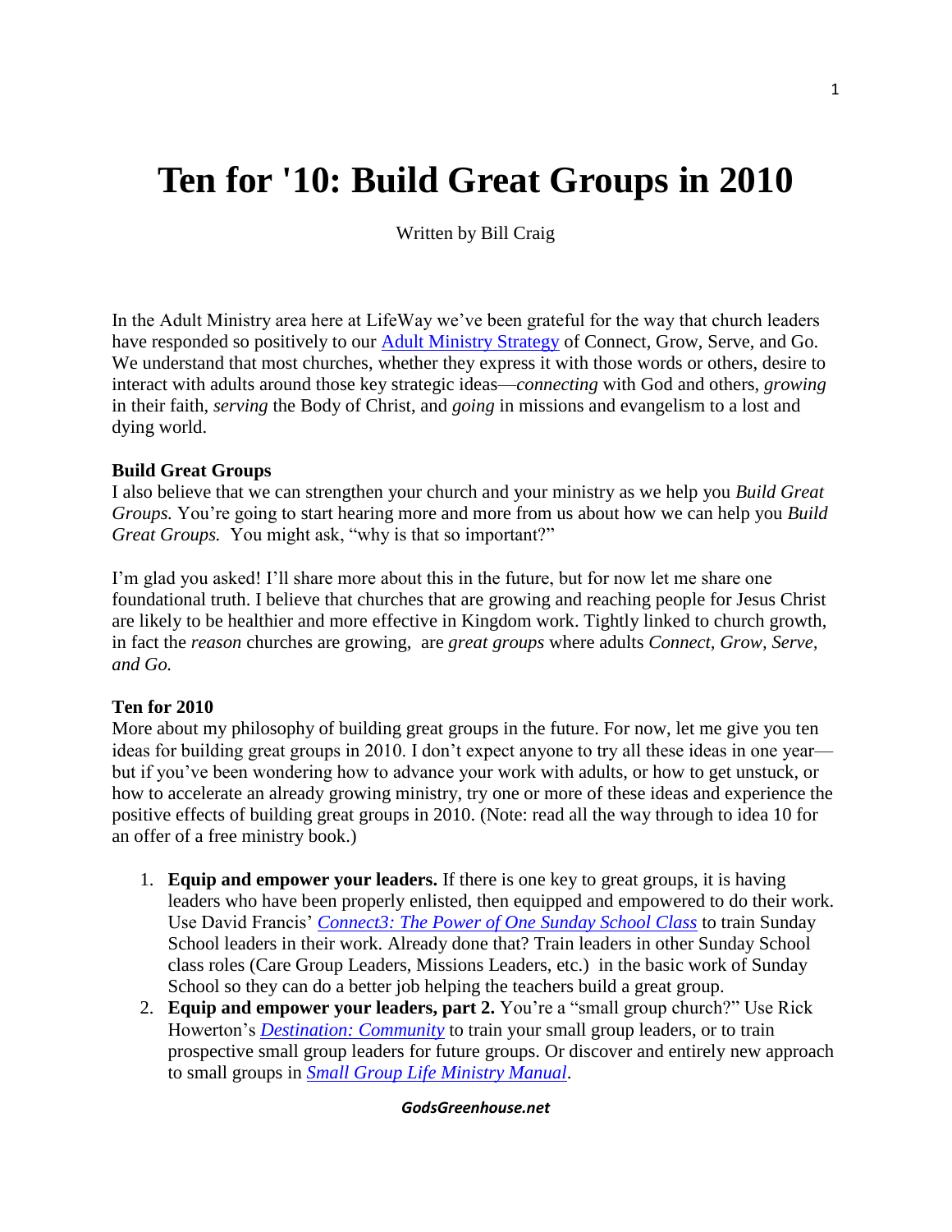# Ten for '10: Build Great Groups in 2010

Written by Bill Craig

In the Adult Ministry area here at LifeWay we've been grateful for the way that church leaders have responded so positively to our Adult Ministry Strategy of Connect, Grow, Serve, and Go. We understand that most churches, whether they express it with those words or others, desire to interact with adults around those key strategic ideas—*connecting* with God and others, *growing* in their faith, *serving* the Body of Christ, and *going* in missions and evangelism to a lost and dying world.

**Build Great Groups**

I also believe that we can strengthen your church and your ministry as we help you *Build Great Groups.* You're going to start hearing more and more from us about how we can help you *Build Great Groups.* You might ask, "why is that so important?"

I'm glad you asked! I'll share more about this in the future, but for now let me share one foundational truth. I believe that churches that are growing and reaching people for Jesus Christ are likely to be healthier and more effective in Kingdom work. Tightly linked to church growth, in fact the *reason* churches are growing, are *great groups* where adults *Connect, Grow, Serve, and Go.*

**Ten for 2010**

More about my philosophy of building great groups in the future. For now, let me give you ten ideas for building great groups in 2010. I don't expect anyone to try all these ideas in one year—but if you've been wondering how to advance your work with adults, or how to get unstuck, or how to accelerate an already growing ministry, try one or more of these ideas and experience the positive effects of building great groups in 2010. (Note: read all the way through to idea 10 for an offer of a free ministry book.)

1. **Equip and empower your leaders.** If there is one key to great groups, it is having leaders who have been properly enlisted, then equipped and empowered to do their work. Use David Francis' *Connect3: The Power of One Sunday School Class* to train Sunday School leaders in their work. Already done that? Train leaders in other Sunday School class roles (Care Group Leaders, Missions Leaders, etc.) in the basic work of Sunday School so they can do a better job helping the teachers build a great group.
2. **Equip and empower your leaders, part 2.** You're a "small group church?" Use Rick Howerton's *Destination: Community* to train your small group leaders, or to train prospective small group leaders for future groups. Or discover and entirely new approach to small groups in *Small Group Life Ministry Manual*.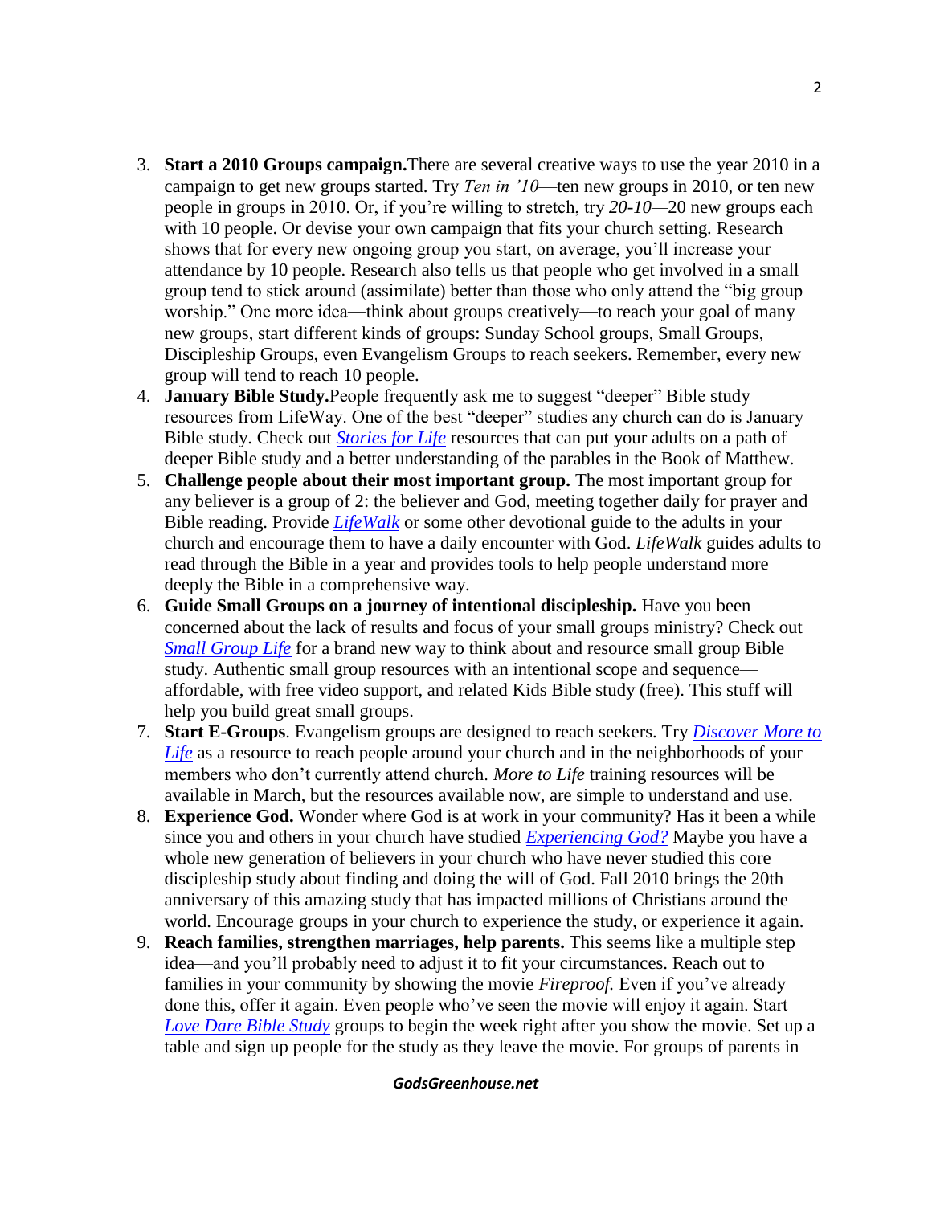3. **Start a 2010 Groups campaign.**There are several creative ways to use the year 2010 in a campaign to get new groups started. Try *Ten in '10*—ten new groups in 2010, or ten new people in groups in 2010. Or, if you're willing to stretch, try *20-10*—20 new groups each with 10 people. Or devise your own campaign that fits your church setting. Research shows that for every new ongoing group you start, on average, you'll increase your attendance by 10 people. Research also tells us that people who get involved in a small group tend to stick around (assimilate) better than those who only attend the "big group—worship." One more idea—think about groups creatively—to reach your goal of many new groups, start different kinds of groups: Sunday School groups, Small Groups, Discipleship Groups, even Evangelism Groups to reach seekers. Remember, every new group will tend to reach 10 people.
4. **January Bible Study.**People frequently ask me to suggest "deeper" Bible study resources from LifeWay. One of the best "deeper" studies any church can do is January Bible study. Check out *Stories for Life* resources that can put your adults on a path of deeper Bible study and a better understanding of the parables in the Book of Matthew.
5. **Challenge people about their most important group.** The most important group for any believer is a group of 2: the believer and God, meeting together daily for prayer and Bible reading. Provide *LifeWalk* or some other devotional guide to the adults in your church and encourage them to have a daily encounter with God. *LifeWalk* guides adults to read through the Bible in a year and provides tools to help people understand more deeply the Bible in a comprehensive way.
6. **Guide Small Groups on a journey of intentional discipleship.** Have you been concerned about the lack of results and focus of your small groups ministry? Check out *Small Group Life* for a brand new way to think about and resource small group Bible study. Authentic small group resources with an intentional scope and sequence—affordable, with free video support, and related Kids Bible study (free). This stuff will help you build great small groups.
7. **Start E-Groups**. Evangelism groups are designed to reach seekers. Try *Discover More to Life* as a resource to reach people around your church and in the neighborhoods of your members who don't currently attend church. *More to Life* training resources will be available in March, but the resources available now, are simple to understand and use.
8. **Experience God.** Wonder where God is at work in your community? Has it been a while since you and others in your church have studied *Experiencing God?* Maybe you have a whole new generation of believers in your church who have never studied this core discipleship study about finding and doing the will of God. Fall 2010 brings the 20th anniversary of this amazing study that has impacted millions of Christians around the world. Encourage groups in your church to experience the study, or experience it again.
9. **Reach families, strengthen marriages, help parents.** This seems like a multiple step idea—and you'll probably need to adjust it to fit your circumstances. Reach out to families in your community by showing the movie *Fireproof.* Even if you've already done this, offer it again. Even people who've seen the movie will enjoy it again. Start *Love Dare Bible Study* groups to begin the week right after you show the movie. Set up a table and sign up people for the study as they leave the movie. For groups of parents in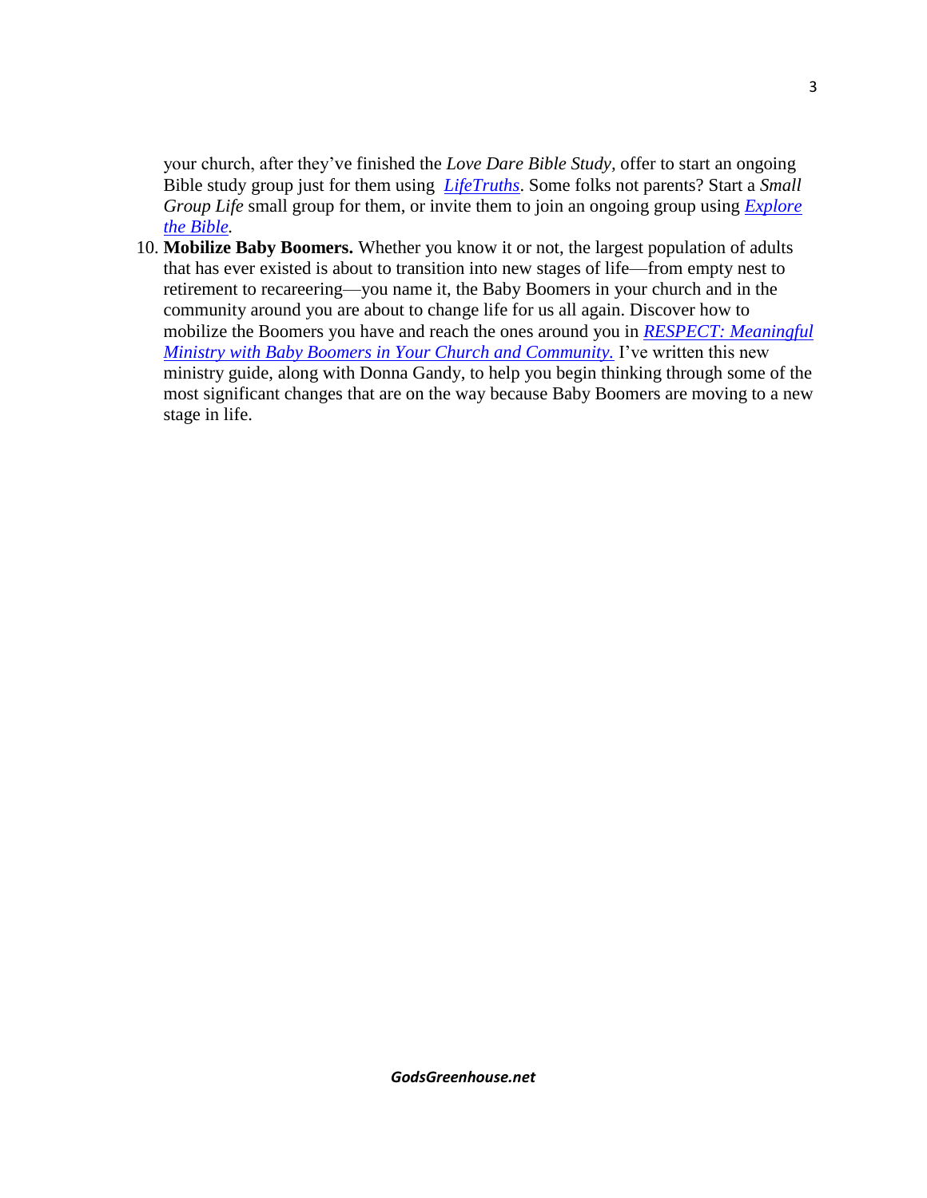your church, after they've finished the *Love Dare Bible Study*, offer to start an ongoing Bible study group just for them using *LifeTruths*. Some folks not parents? Start a *Small Group Life* small group for them, or invite them to join an ongoing group using *Explore the Bible.*

10. **Mobilize Baby Boomers.** Whether you know it or not, the largest population of adults that has ever existed is about to transition into new stages of life—from empty nest to retirement to recareering—you name it, the Baby Boomers in your church and in the community around you are about to change life for us all again. Discover how to mobilize the Boomers you have and reach the ones around you in *RESPECT: Meaningful Ministry with Baby Boomers in Your Church and Community.* I've written this new ministry guide, along with Donna Gandy, to help you begin thinking through some of the most significant changes that are on the way because Baby Boomers are moving to a new stage in life.